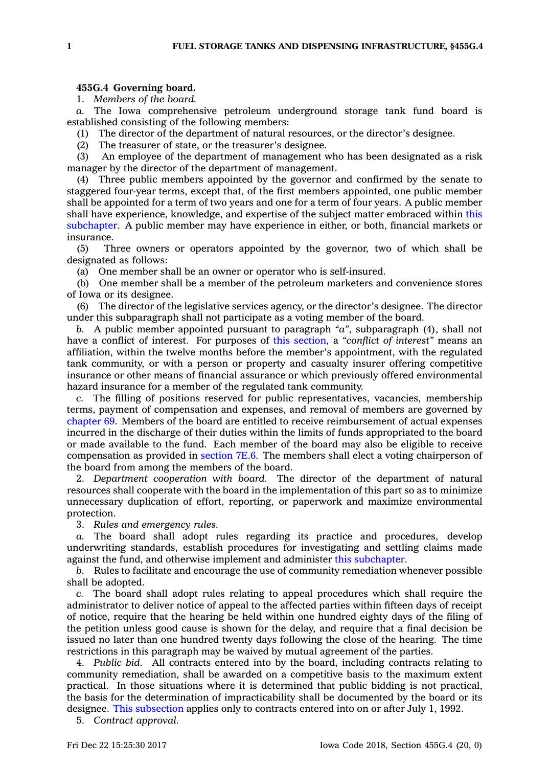**455G.4 Governing board.**

1. *Members of the board.*

*a.* The Iowa comprehensive petroleum underground storage tank fund board is established consisting of the following members:

(1) The director of the department of natural resources, or the director's designee.

(2) The treasurer of state, or the treasurer's designee.

(3) An employee of the department of management who has been designated as a risk manager by the director of the department of management.

(4) Three public members appointed by the governor and confirmed by the senate to staggered four-year terms, except that, of the first members appointed, one public member shall be appointed for a term of two years and one for a term of four years. A public member shall have experience, knowledge, and expertise of the subject matter embraced within this subchapter. A public member may have experience in either, or both, financial markets or insurance.

(5) Three owners or operators appointed by the governor, two of which shall be designated as follows:

(a) One member shall be an owner or operator who is self-insured.

(b) One member shall be a member of the petroleum marketers and convenience stores of Iowa or its designee.

(6) The director of the legislative services agency, or the director's designee. The director under this subparagraph shall not participate as a voting member of the board.

*b.* A public member appointed pursuant to paragraph *"a"*, subparagraph (4), shall not have a conflict of interest. For purposes of this section, a *"conflict of interest"* means an affiliation, within the twelve months before the member's appointment, with the regulated tank community, or with a person or property and casualty insurer offering competitive insurance or other means of financial assurance or which previously offered environmental hazard insurance for a member of the regulated tank community.

*c.* The filling of positions reserved for public representatives, vacancies, membership terms, payment of compensation and expenses, and removal of members are governed by chapter 69. Members of the board are entitled to receive reimbursement of actual expenses incurred in the discharge of their duties within the limits of funds appropriated to the board or made available to the fund. Each member of the board may also be eligible to receive compensation as provided in section 7E.6. The members shall elect a voting chairperson of the board from among the members of the board.

2. *Department cooperation with board.* The director of the department of natural resources shall cooperate with the board in the implementation of this part so as to minimize unnecessary duplication of effort, reporting, or paperwork and maximize environmental protection.

3. *Rules and emergency rules.*

*a.* The board shall adopt rules regarding its practice and procedures, develop underwriting standards, establish procedures for investigating and settling claims made against the fund, and otherwise implement and administer this subchapter.

*b.* Rules to facilitate and encourage the use of community remediation whenever possible shall be adopted.

*c.* The board shall adopt rules relating to appeal procedures which shall require the administrator to deliver notice of appeal to the affected parties within fifteen days of receipt of notice, require that the hearing be held within one hundred eighty days of the filing of the petition unless good cause is shown for the delay, and require that a final decision be issued no later than one hundred twenty days following the close of the hearing. The time restrictions in this paragraph may be waived by mutual agreement of the parties.

4. *Public bid.* All contracts entered into by the board, including contracts relating to community remediation, shall be awarded on a competitive basis to the maximum extent practical. In those situations where it is determined that public bidding is not practical, the basis for the determination of impracticability shall be documented by the board or its designee. This subsection applies only to contracts entered into on or after July 1, 1992.

5. *Contract approval.*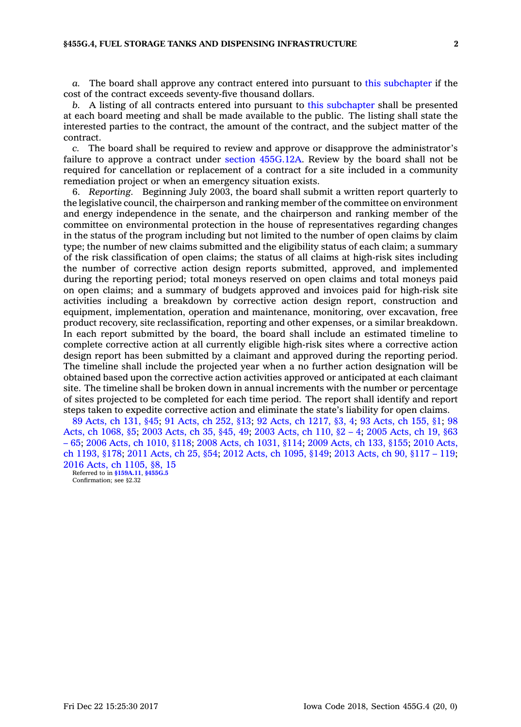*a.* The board shall approve any contract entered into pursuant to this subchapter if the cost of the contract exceeds seventy-five thousand dollars.

*b.* A listing of all contracts entered into pursuant to this subchapter shall be presented at each board meeting and shall be made available to the public. The listing shall state the interested parties to the contract, the amount of the contract, and the subject matter of the contract.

*c.* The board shall be required to review and approve or disapprove the administrator's failure to approve a contract under section 455G.12A. Review by the board shall not be required for cancellation or replacement of a contract for a site included in a community remediation project or when an emergency situation exists.

6. *Reporting.* Beginning July 2003, the board shall submit a written report quarterly to the legislative council, the chairperson and ranking member of the committee on environment and energy independence in the senate, and the chairperson and ranking member of the committee on environmental protection in the house of representatives regarding changes in the status of the program including but not limited to the number of open claims by claim type; the number of new claims submitted and the eligibility status of each claim; a summary of the risk classification of open claims; the status of all claims at high-risk sites including the number of corrective action design reports submitted, approved, and implemented during the reporting period; total moneys reserved on open claims and total moneys paid on open claims; and a summary of budgets approved and invoices paid for high-risk site activities including a breakdown by corrective action design report, construction and equipment, implementation, operation and maintenance, monitoring, over excavation, free product recovery, site reclassification, reporting and other expenses, or a similar breakdown. In each report submitted by the board, the board shall include an estimated timeline to complete corrective action at all currently eligible high-risk sites where a corrective action design report has been submitted by a claimant and approved during the reporting period. The timeline shall include the projected year when a no further action designation will be obtained based upon the corrective action activities approved or anticipated at each claimant site. The timeline shall be broken down in annual increments with the number or percentage of sites projected to be completed for each time period. The report shall identify and report steps taken to expedite corrective action and eliminate the state's liability for open claims.

89 Acts, ch 131, §45; 91 Acts, ch 252, §13; 92 Acts, ch 1217, §3, 4; 93 Acts, ch 155, §1; 98 Acts, ch 1068, §5; 2003 Acts, ch 35, §45, 49; 2003 Acts, ch 110, §2 – 4; 2005 Acts, ch 19, §63 – 65; 2006 Acts, ch 1010, §118; 2008 Acts, ch 1031, §114; 2009 Acts, ch 133, §155; 2010 Acts, ch 1193, §178; 2011 Acts, ch 25, §54; 2012 Acts, ch 1095, §149; 2013 Acts, ch 90, §117 – 119; 2016 Acts, ch 1105, §8, 15

Referred to in **§159A.11**, **§455G.5**

Confirmation; see §2.32